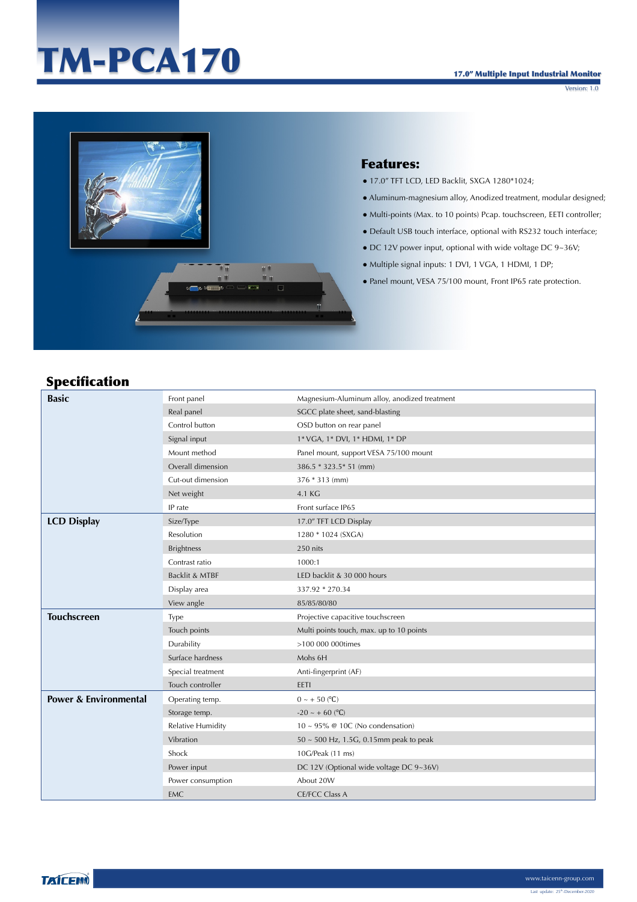# TM-PCA170

**17.0" Multiple Input Industrial Monitor**

Version: 1.0

## Features:

- 17.0" TFT LCD, LED Backlit, SXGA 1280*1024;
- Aluminum-magnesium alloy, Anodized treatment, modular designed;
- Multi-points (Max. to 10 points) Pcap. touchscreen, EETI controller;
- Default USB touch interface, optional with RS232 touch interface;
- DC 12V power input, optional with wide voltage DC 9~36V;
- Multiple signal inputs: 1 DVI, 1 VGA, 1 HDMI, 1 DP;
- Panel mount, VESA 75/100 mount, Front IP65 rate protection.

## Specification

| | | |
|---|---|---|
| **Basic** | Front panel | Magnesium-Aluminum alloy, anodized treatment |
| | Real panel | SGCC plate sheet, sand-blasting |
| | Control button | OSD button on rear panel |
| | Signal input | 1* VGA, 1* DVI, 1* HDMI, 1* DP |
| | Mount method | Panel mount, support VESA 75/100 mount |
| | Overall dimension | 386.5 * 323.5* 51 (mm) |
| | Cut-out dimension | 376 * 313 (mm) |
| | Net weight | 4.1 KG |
| | IP rate | Front surface IP65 |
| **LCD Display** | Size/Type | 17.0" TFT LCD Display |
| | Resolution | 1280 * 1024 (SXGA) |
| | Brightness | 250 nits |
| | Contrast ratio | 1000:1 |
| | Backlit & MTBF | LED backlit & 30 000 hours |
| | Display area | 337.92 * 270.34 |
| | View angle | 85/85/80/80 |
| **Touchscreen** | Type | Projective capacitive touchscreen |
| | Touch points | Multi points touch, max. up to 10 points |
| | Durability | >100 000 000times |
| | Surface hardness | Mohs 6H |
| | Special treatment | Anti-fingerprint (AF) |
| | Touch controller | EETI |
| **Power & Environmental** | Operating temp. | 0 ~ + 50 (℃) |
| | Storage temp. | -20 ~ + 60 (℃) |
| | Relative Humidity | 10 ~ 95% @ 10C (No condensation) |
| | Vibration | 50 ~ 500 Hz, 1.5G, 0.15mm peak to peak |
| | Shock | 10G/Peak (11 ms) |
| | Power input | DC 12V (Optional wide voltage DC 9~36V) |
| | Power consumption | About 20W |
| | EMC | CE/FCC Class A |

TAICENN

www.taicenn-group.com

Last update: 25th-December-2020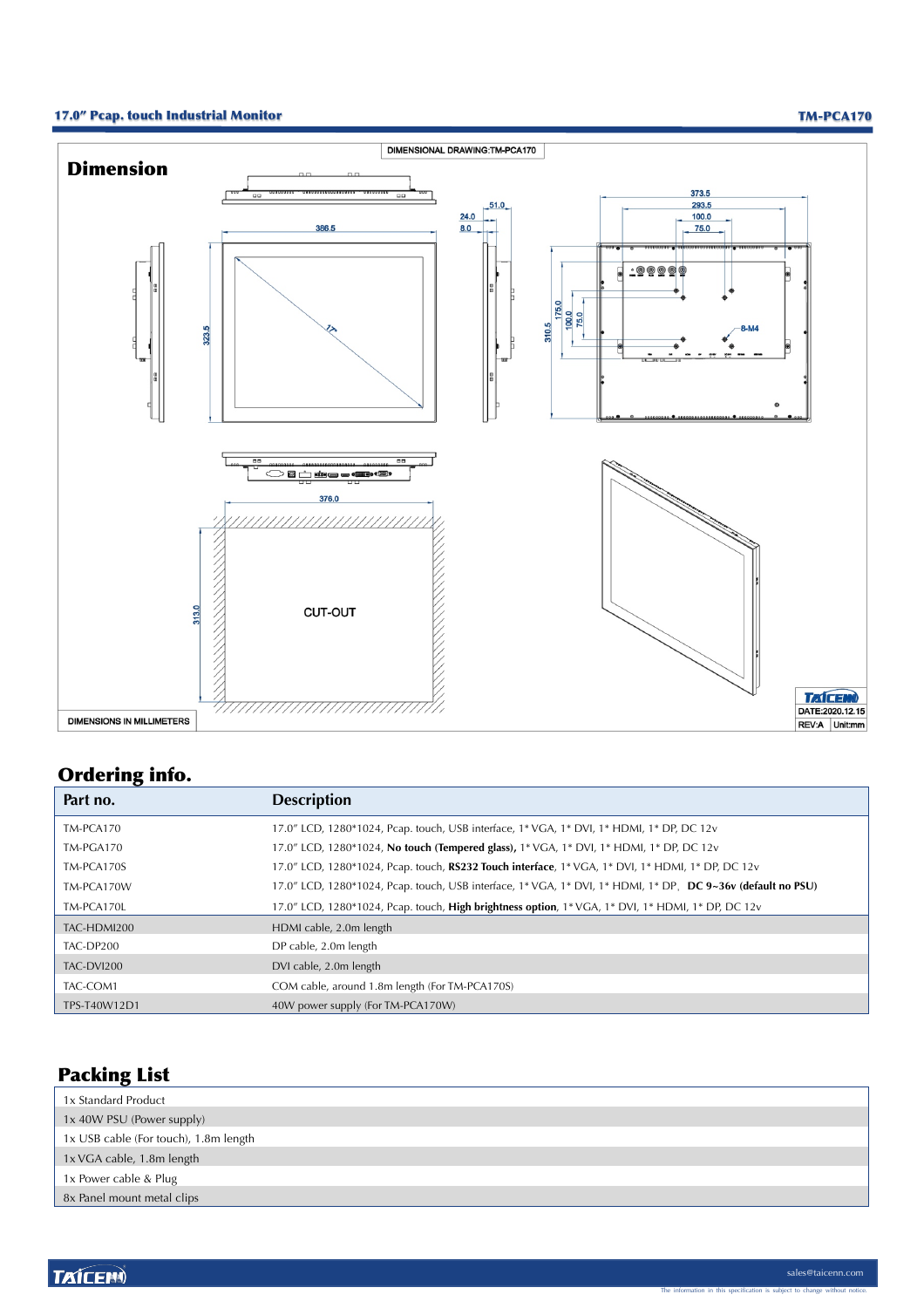## Dimension

DIMENSIONAL DRAWING:TM-PCA170

386.5
323.5
17"
24.0
8.0
51.0
373.5
293.5
100.0
75.0
310.5
175.0
100.0
75.0
8-M4
376.0
313.0
CUT-OUT

DIMENSIONS IN MILLIMETERS

DATE:2020.12.15
REV:A
Unit:mm

## Ordering info.

| Part no. | Description |
|---|---|
| TM-PCA170 | 17.0" LCD, 1280*1024, Pcap. touch, USB interface, 1* VGA, 1* DVI, 1* HDMI, 1* DP, DC 12v |
| TM-PGA170 | 17.0" LCD, 1280*1024, **No touch (Tempered glass),** 1* VGA, 1* DVI, 1* HDMI, 1* DP, DC 12v |
| TM-PCA170S | 17.0" LCD, 1280*1024, Pcap. touch, **RS232 Touch interface**, 1* VGA, 1* DVI, 1* HDMI, 1* DP, DC 12v |
| TM-PCA170W | 17.0" LCD, 1280*1024, Pcap. touch, USB interface, 1* VGA, 1* DVI, 1* HDMI, 1* DP, **DC 9~36v (default no PSU)** |
| TM-PCA170L | 17.0" LCD, 1280*1024, Pcap. touch, **High brightness option**, 1* VGA, 1* DVI, 1* HDMI, 1* DP, DC 12v |
| TAC-HDMI200 | HDMI cable, 2.0m length |
| TAC-DP200 | DP cable, 2.0m length |
| TAC-DVI200 | DVI cable, 2.0m length |
| TAC-COM1 | COM cable, around 1.8m length (For TM-PCA170S) |
| TPS-T40W12D1 | 40W power supply (For TM-PCA170W) |

## Packing List

1x Standard Product
1x 40W PSU (Power supply)
1x USB cable (For touch), 1.8m length
1x VGA cable, 1.8m length
1x Power cable & Plug
8x Panel mount metal clips